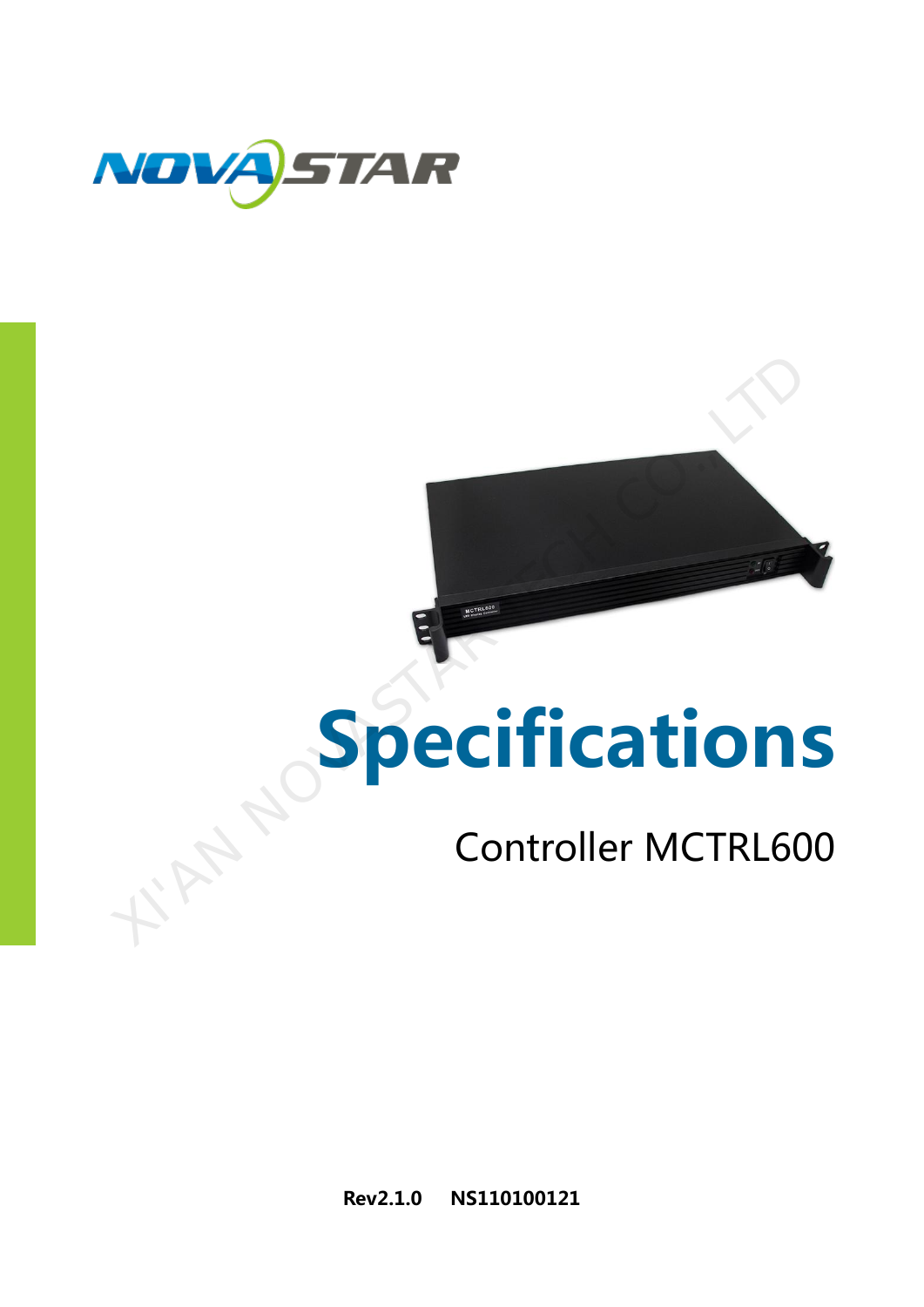# Specifications

## Controller MCTRL600

**Rev2.1.0 NS110100121**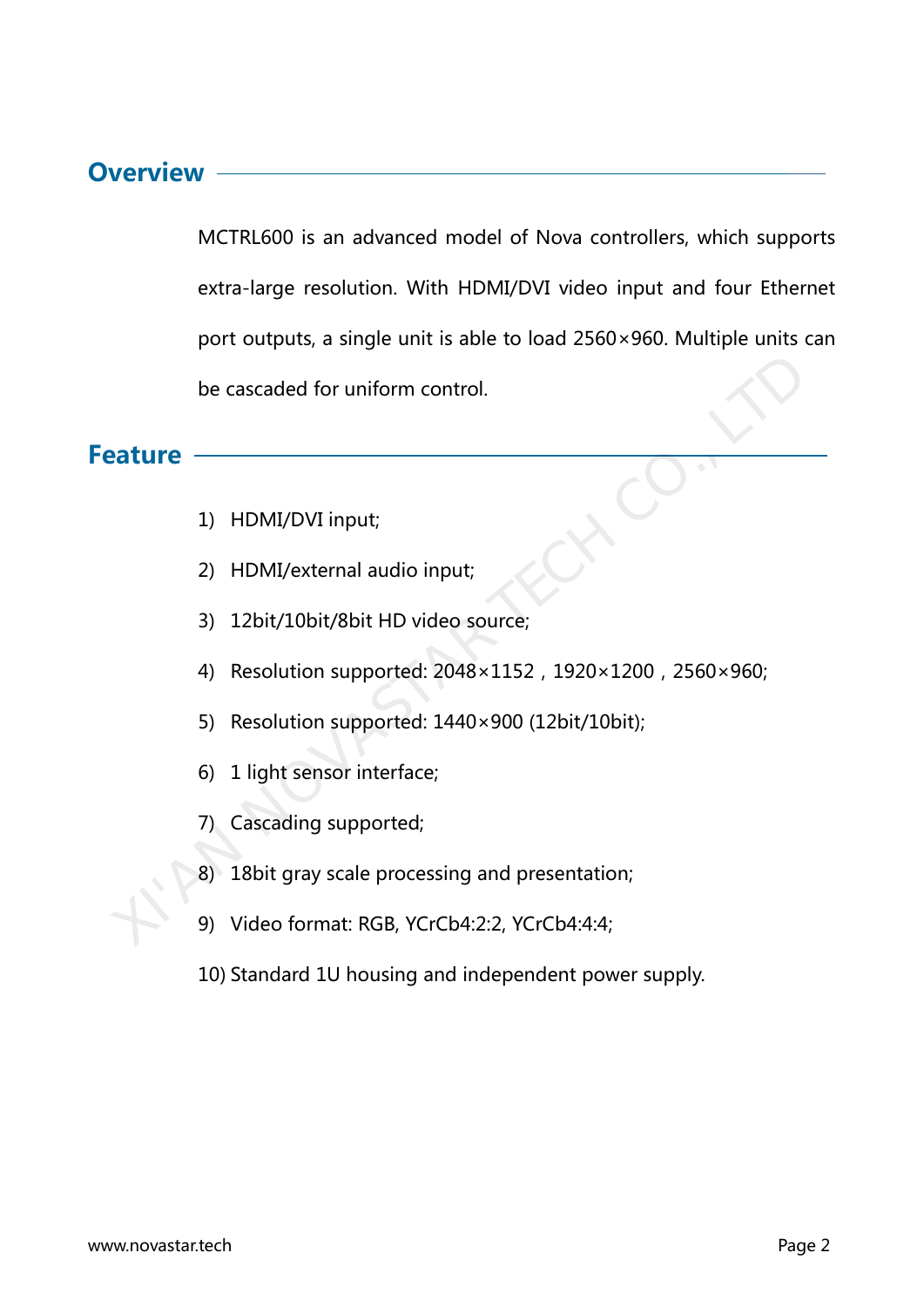## Overview

MCTRL600 is an advanced model of Nova controllers, which supports extra-large resolution. With HDMI/DVI video input and four Ethernet port outputs, a single unit is able to load 2560×960. Multiple units can be cascaded for uniform control.

## Feature

1) HDMI/DVI input;
2) HDMI/external audio input;
3) 12bit/10bit/8bit HD video source;
4) Resolution supported: 2048×1152，1920×1200，2560×960;
5) Resolution supported: 1440×900 (12bit/10bit);
6) 1 light sensor interface;
7) Cascading supported;
8) 18bit gray scale processing and presentation;
9) Video format: RGB, YCrCb4:2:2, YCrCb4:4:4;
10) Standard 1U housing and independent power supply.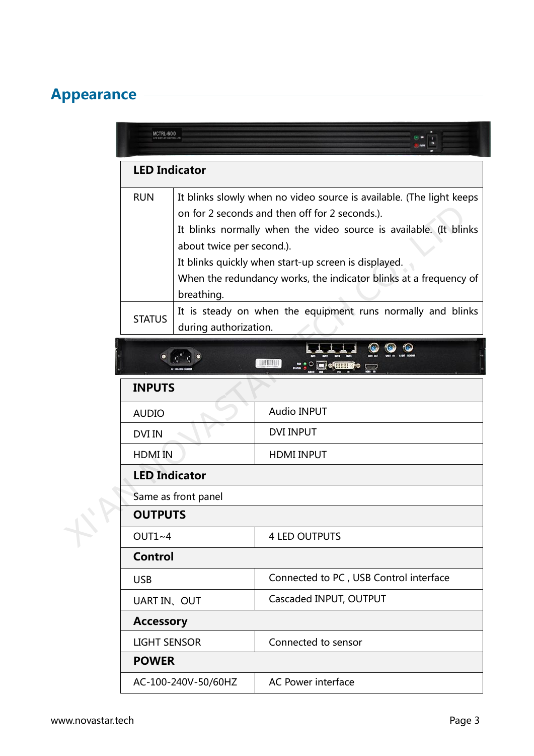## Appearance

| LED Indicator | |
|---|---|
| RUN | It blinks slowly when no video source is available. (The light keeps on for 2 seconds and then off for 2 seconds.).<br>It blinks normally when the video source is available. (It blinks about twice per second.).<br>It blinks quickly when start-up screen is displayed.<br>When the redundancy works, the indicator blinks at a frequency of breathing. |
| STATUS | It is steady on when the equipment runs normally and blinks during authorization. |

| INPUTS | |
|---|---|
| AUDIO | Audio INPUT |
| DVI IN | DVI INPUT |
| HDMI IN | HDMI INPUT |
| **LED Indicator** | |
| Same as front panel | |
| **OUTPUTS** | |
| OUT1~4 | 4 LED OUTPUTS |
| **Control** | |
| USB | Connected to PC , USB Control interface |
| UART IN、OUT | Cascaded INPUT, OUTPUT |
| **Accessory** | |
| LIGHT SENSOR | Connected to sensor |
| **POWER** | |
| AC-100-240V-50/60HZ | AC Power interface |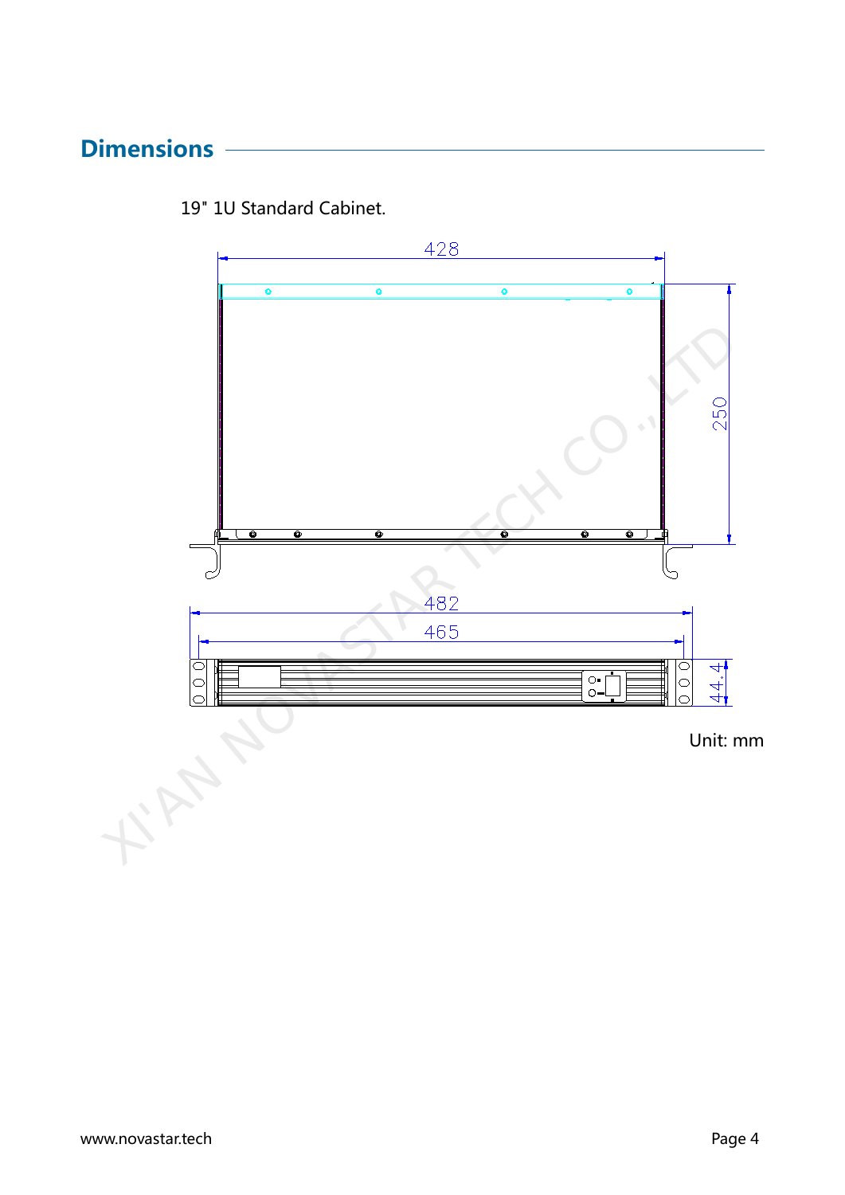## Dimensions

19" 1U Standard Cabinet.

Unit: mm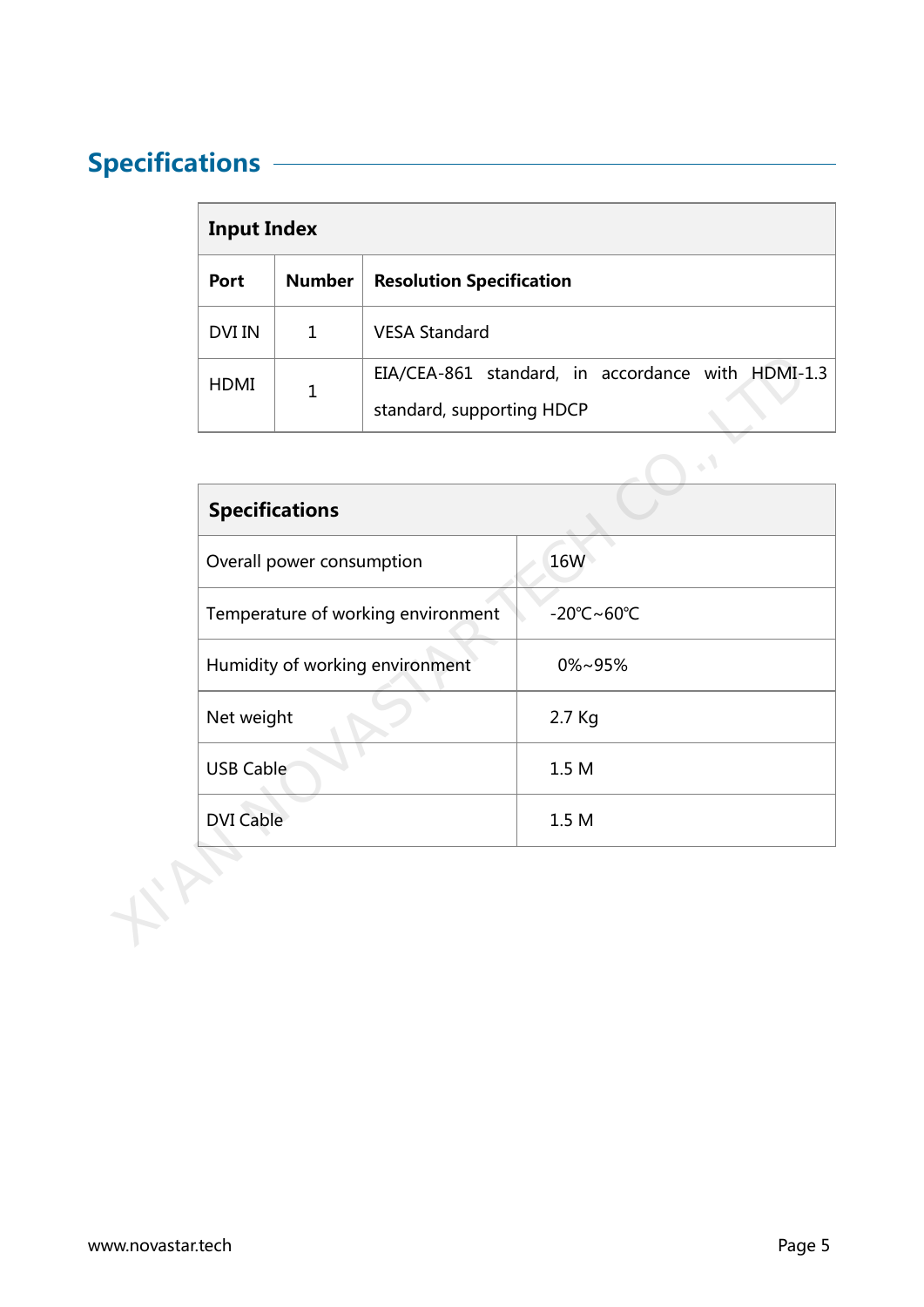## Specifications

| Input Index | | |
|---|---|---|
| **Port** | **Number** | **Resolution Specification** |
| DVI IN | 1 | VESA Standard |
| HDMI | 1 | EIA/CEA-861 standard, in accordance with HDMI-1.3 standard, supporting HDCP |

| Specifications | |
|---|---|
| Overall power consumption | 16W |
| Temperature of working environment | -20℃~60℃ |
| Humidity of working environment | 0%~95% |
| Net weight | 2.7 Kg |
| USB Cable | 1.5 M |
| DVI Cable | 1.5 M |

www.novastar.tech